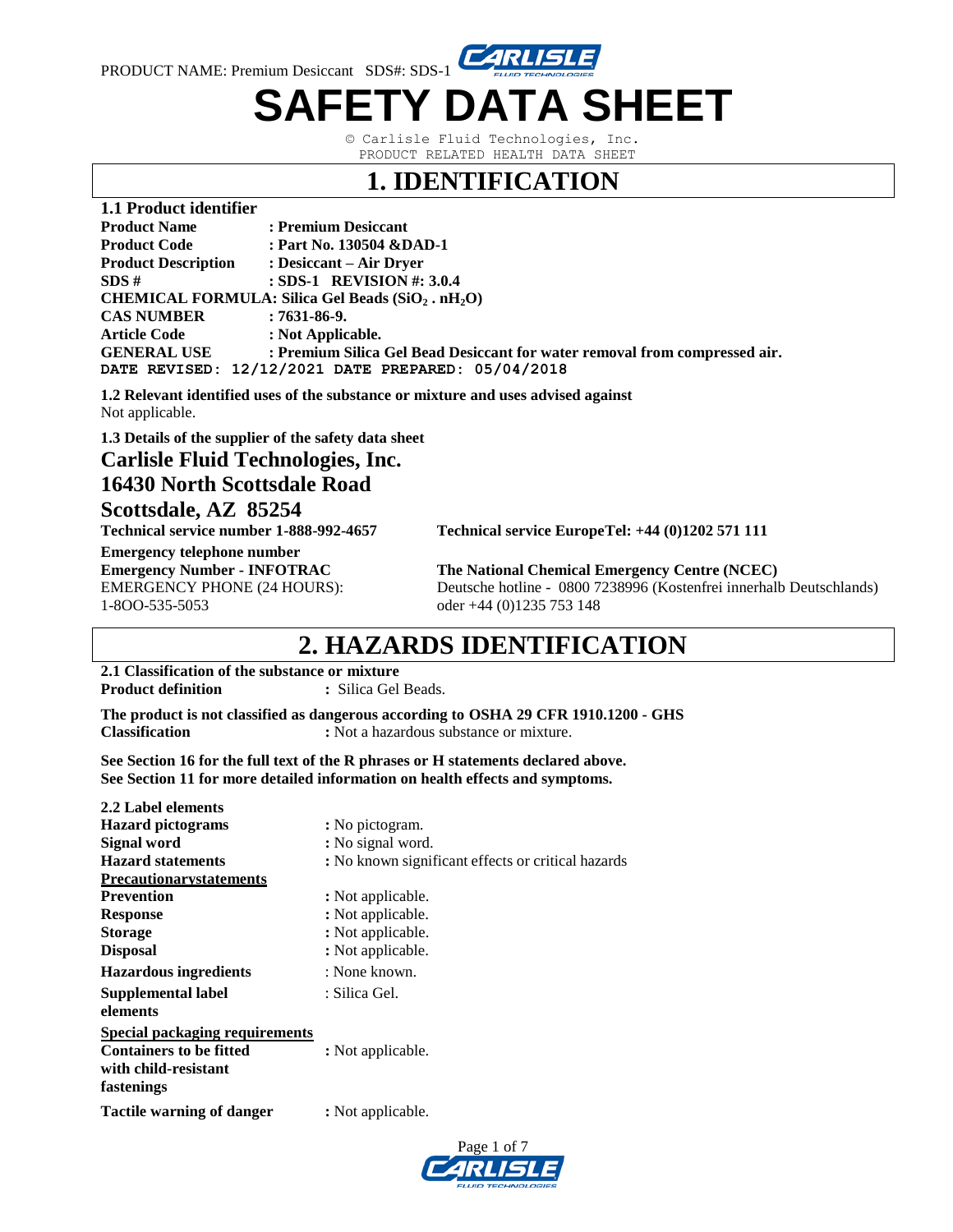# SAFETY DATA SHEET

© Carlisle Fluid Technologies, Inc.
PRODUCT RELATED HEALTH DATA SHEET

## 1. IDENTIFICATION

**1.1 Product identifier**

**Product Name** : **Premium Desiccant**
**Product Code** : **Part No. 130504 &DAD-1**
**Product Description** : **Desiccant – Air Dryer**
**SDS #** : **SDS-1 REVISION #: 3.0.4**
**CHEMICAL FORMULA: Silica Gel Beads ($SiO_2 . nH_2O$)**
**CAS NUMBER** : **7631-86-9.**
**Article Code** : **Not Applicable.**
**GENERAL USE** : **Premium Silica Gel Bead Desiccant for water removal from compressed air.**
**DATE REVISED: 12/12/2021 DATE PREPARED: 05/04/2018**

**1.2 Relevant identified uses of the substance or mixture and uses advised against**
Not applicable.

**1.3 Details of the supplier of the safety data sheet**

### Carlisle Fluid Technologies, Inc.
### 16430 North Scottsdale Road
### Scottsdale, AZ 85254

**Technical service number 1-888-992-4657**

**Technical service EuropeTel: +44 (0)1202 571 111**

**Emergency telephone number**
**Emergency Number - INFOTRAC**
EMERGENCY PHONE (24 HOURS):
1-8OO-535-5053

**The National Chemical Emergency Centre (NCEC)**
Deutsche hotline - 0800 7238996 (Kostenfrei innerhalb Deutschlands)
oder +44 (0)1235 753 148

## 2. HAZARDS IDENTIFICATION

**2.1 Classification of the substance or mixture**
**Product definition** : Silica Gel Beads.

**The product is not classified as dangerous according to OSHA 29 CFR 1910.1200 - GHS**
**Classification** : Not a hazardous substance or mixture.

**See Section 16 for the full text of the R phrases or H statements declared above.**
**See Section 11 for more detailed information on health effects and symptoms.**

**2.2 Label elements**
**Hazard pictograms** : No pictogram.
**Signal word** : No signal word.
**Hazard statements** : No known significant effects or critical hazards
**Precautionarystatements**
**Prevention** : Not applicable.
**Response** : Not applicable.
**Storage** : Not applicable.
**Disposal** : Not applicable.
**Hazardous ingredients** : None known.
**Supplemental label elements** : Silica Gel.
**Special packaging requirements**
**Containers to be fitted with child-resistant fastenings** : Not applicable.
**Tactile warning of danger** : Not applicable.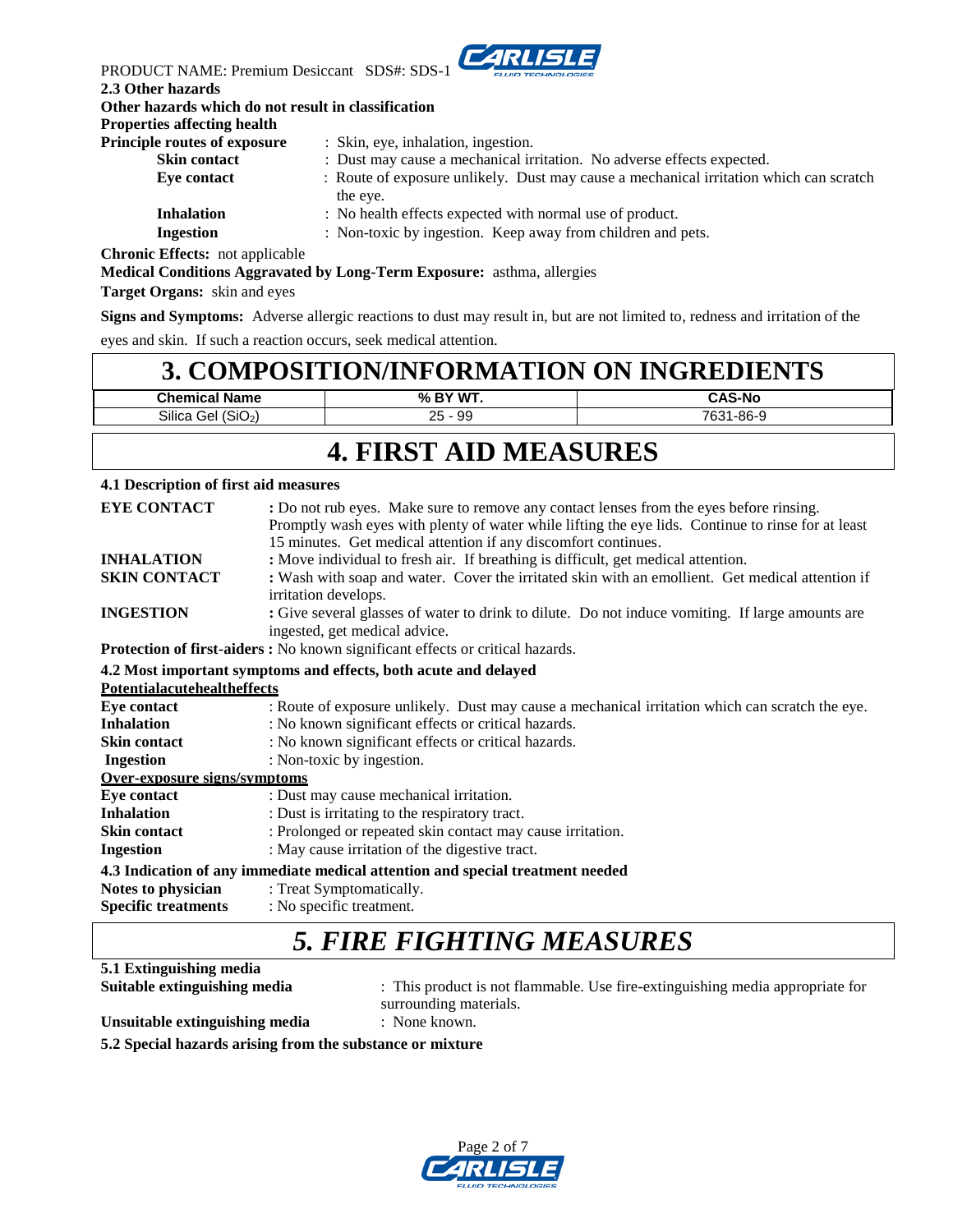**2.3 Other hazards**

**Other hazards which do not result in classification**

**Properties affecting health**

**Principle routes of exposure** : Skin, eye, inhalation, ingestion.

**Skin contact** : Dust may cause a mechanical irritation. No adverse effects expected.

**Eye contact** : Route of exposure unlikely. Dust may cause a mechanical irritation which can scratch the eye.

**Inhalation** : No health effects expected with normal use of product.

**Ingestion** : Non-toxic by ingestion. Keep away from children and pets.

**Chronic Effects:** not applicable

**Medical Conditions Aggravated by Long-Term Exposure:** asthma, allergies

**Target Organs:** skin and eyes

**Signs and Symptoms:** Adverse allergic reactions to dust may result in, but are not limited to, redness and irritation of the eyes and skin. If such a reaction occurs, seek medical attention.

# 3. COMPOSITION/INFORMATION ON INGREDIENTS

| Chemical Name | % BY WT. | CAS-No |
|---|---|---|
| Silica Gel ($SiO_2$) | 25 - 99 | 7631-86-9 |

# 4. FIRST AID MEASURES

**4.1 Description of first aid measures**

**EYE CONTACT** : Do not rub eyes. Make sure to remove any contact lenses from the eyes before rinsing. Promptly wash eyes with plenty of water while lifting the eye lids. Continue to rinse for at least 15 minutes. Get medical attention if any discomfort continues.

**INHALATION** : Move individual to fresh air. If breathing is difficult, get medical attention.

**SKIN CONTACT** : Wash with soap and water. Cover the irritated skin with an emollient. Get medical attention if irritation develops.

**INGESTION** : Give several glasses of water to drink to dilute. Do not induce vomiting. If large amounts are ingested, get medical advice.

**Protection of first-aiders :** No known significant effects or critical hazards.

**4.2 Most important symptoms and effects, both acute and delayed**

**Potentialacutehealtheffects**

**Eye contact** : Route of exposure unlikely. Dust may cause a mechanical irritation which can scratch the eye.

**Inhalation** : No known significant effects or critical hazards.

**Skin contact** : No known significant effects or critical hazards.

**Ingestion** : Non-toxic by ingestion.

**Over-exposure signs/symptoms**

**Eye contact** : Dust may cause mechanical irritation.

**Inhalation** : Dust is irritating to the respiratory tract.

**Skin contact** : Prolonged or repeated skin contact may cause irritation.

**Ingestion** : May cause irritation of the digestive tract.

**4.3 Indication of any immediate medical attention and special treatment needed**

**Notes to physician** : Treat Symptomatically.

**Specific treatments** : No specific treatment.

# *5. FIRE FIGHTING MEASURES*

**5.1 Extinguishing media**

**Suitable extinguishing media** : This product is not flammable. Use fire-extinguishing media appropriate for surrounding materials.

**Unsuitable extinguishing media** : None known.

**5.2 Special hazards arising from the substance or mixture**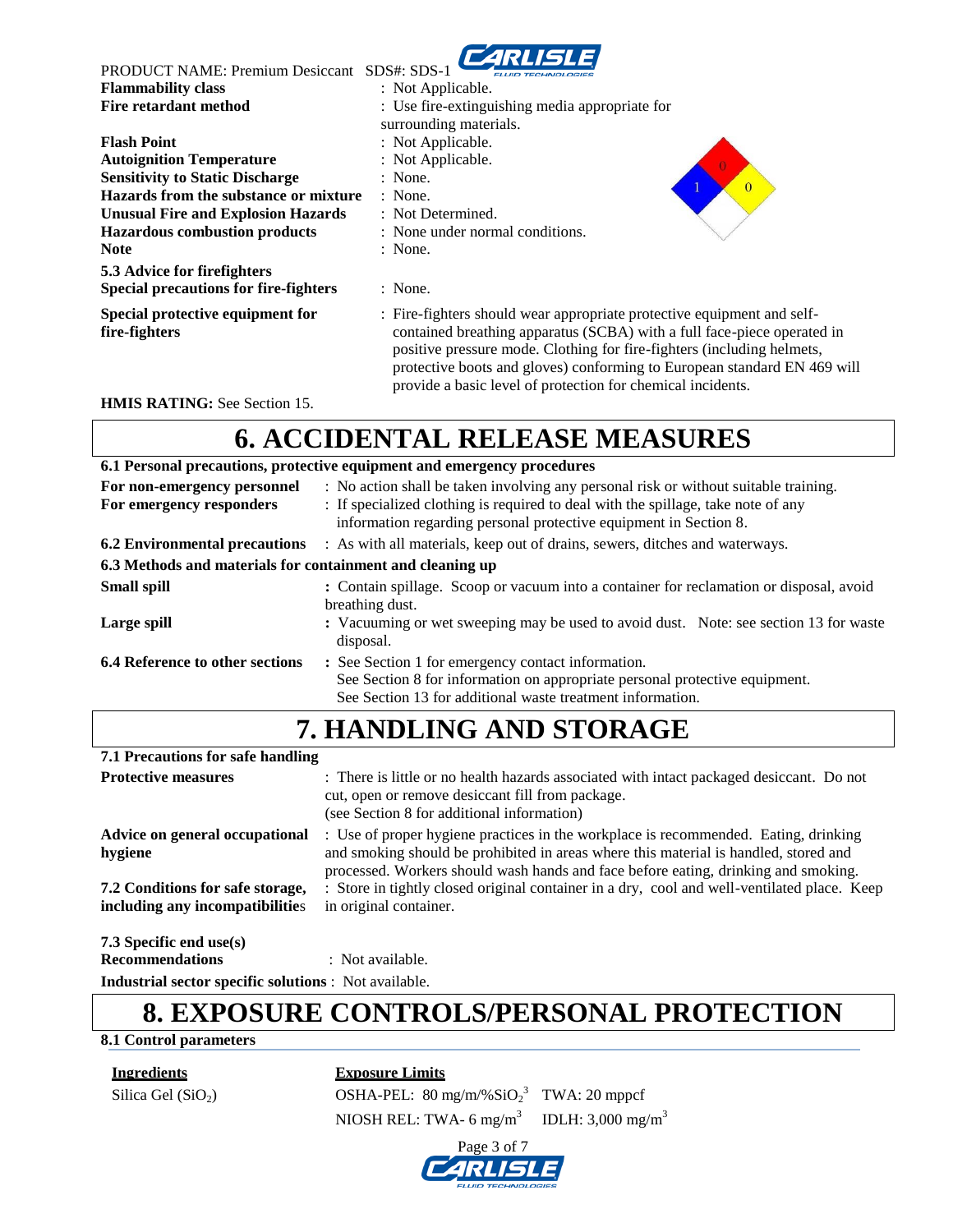PRODUCT NAME: Premium Desiccant SDS#: SDS-1

| | |
|---|---|
| **Flammability class** | : Not Applicable. |
| **Fire retardant method** | : Use fire-extinguishing media appropriate for surrounding materials. |
| **Flash Point** | : Not Applicable. |
| **Autoignition Temperature** | : Not Applicable. |
| **Sensitivity to Static Discharge** | : None. |
| **Hazards from the substance or mixture** | : None. |
| **Unusual Fire and Explosion Hazards** | : Not Determined. |
| **Hazardous combustion products** | : None under normal conditions. |
| **Note** | : None. |

**5.3 Advice for firefighters**

| | |
|---|---|
| **Special precautions for fire-fighters** | : None. |
| **Special protective equipment for fire-fighters** | : Fire-fighters should wear appropriate protective equipment and self-contained breathing apparatus (SCBA) with a full face-piece operated in positive pressure mode. Clothing for fire-fighters (including helmets, protective boots and gloves) conforming to European standard EN 469 will provide a basic level of protection for chemical incidents. |

**HMIS RATING:** See Section 15.

# 6. ACCIDENTAL RELEASE MEASURES

**6.1 Personal precautions, protective equipment and emergency procedures**

| | |
|---|---|
| **For non-emergency personnel** | : No action shall be taken involving any personal risk or without suitable training. |
| **For emergency responders** | : If specialized clothing is required to deal with the spillage, take note of any information regarding personal protective equipment in Section 8. |
| **6.2 Environmental precautions** | : As with all materials, keep out of drains, sewers, ditches and waterways. |

**6.3 Methods and materials for containment and cleaning up**

| | |
|---|---|
| **Small spill** | : Contain spillage. Scoop or vacuum into a container for reclamation or disposal, avoid breathing dust. |
| **Large spill** | : Vacuuming or wet sweeping may be used to avoid dust. Note: see section 13 for waste disposal. |
| **6.4 Reference to other sections** | : See Section 1 for emergency contact information. See Section 8 for information on appropriate personal protective equipment. See Section 13 for additional waste treatment information. |

# 7. HANDLING AND STORAGE

**7.1 Precautions for safe handling**

| | |
|---|---|
| **Protective measures** | : There is little or no health hazards associated with intact packaged desiccant. Do not cut, open or remove desiccant fill from package. (see Section 8 for additional information) |
| **Advice on general occupational hygiene** | : Use of proper hygiene practices in the workplace is recommended. Eating, drinking and smoking should be prohibited in areas where this material is handled, stored and processed. Workers should wash hands and face before eating, drinking and smoking. |
| **7.2 Conditions for safe storage, including any incompatibilities** | : Store in tightly closed original container in a dry, cool and well-ventilated place. Keep in original container. |

**7.3 Specific end use(s)**

**Recommendations** : Not available.

**Industrial sector specific solutions** : Not available.

# 8. EXPOSURE CONTROLS/PERSONAL PROTECTION

**8.1 Control parameters**

| Ingredients | Exposure Limits | |
|---|---|---|
| Silica Gel ($SiO_2$) | OSHA-PEL: 80 mg/m/%$SiO_2^3$ | TWA: 20 mppcf |
| | NIOSH REL: TWA- 6 mg/m$^3$ | IDLH: 3,000 mg/m$^3$ |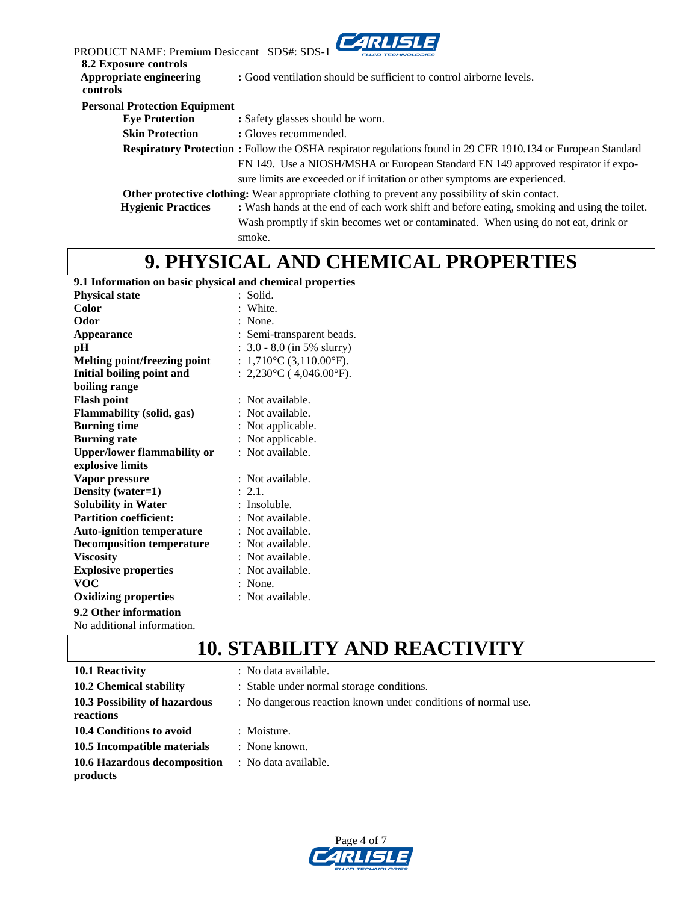**8.2 Exposure controls**

**Appropriate engineering controls** : Good ventilation should be sufficient to control airborne levels.

**Personal Protection Equipment**

**Eye Protection** : Safety glasses should be worn.

**Skin Protection** : Gloves recommended.

**Respiratory Protection** : Follow the OSHA respirator regulations found in 29 CFR 1910.134 or European Standard EN 149. Use a NIOSH/MSHA or European Standard EN 149 approved respirator if exposure limits are exceeded or if irritation or other symptoms are experienced.

**Other protective clothing:** Wear appropriate clothing to prevent any possibility of skin contact.

**Hygienic Practices** : Wash hands at the end of each work shift and before eating, smoking and using the toilet. Wash promptly if skin becomes wet or contaminated. When using do not eat, drink or smoke.

# 9. PHYSICAL AND CHEMICAL PROPERTIES

**9.1 Information on basic physical and chemical properties**

| Property | Value |
|---|---|
| **Physical state** | : Solid. |
| **Color** | : White. |
| **Odor** | : None. |
| **Appearance** | : Semi-transparent beads. |
| **pH** | : 3.0 - 8.0 (in 5% slurry) |
| **Melting point/freezing point** | : 1,710°C (3,110.00°F). |
| **Initial boiling point and boiling range** | : 2,230°C ( 4,046.00°F). |
| **Flash point** | : Not available. |
| **Flammability (solid, gas)** | : Not available. |
| **Burning time** | : Not applicable. |
| **Burning rate** | : Not applicable. |
| **Upper/lower flammability or explosive limits** | : Not available. |
| **Vapor pressure** | : Not available. |
| **Density (water=1)** | : 2.1. |
| **Solubility in Water** | : Insoluble. |
| **Partition coefficient:** | : Not available. |
| **Auto-ignition temperature** | : Not available. |
| **Decomposition temperature** | : Not available. |
| **Viscosity** | : Not available. |
| **Explosive properties** | : Not available. |
| **VOC** | : None. |
| **Oxidizing properties** | : Not available. |

**9.2 Other information**

No additional information.

# 10. STABILITY AND REACTIVITY

| Item | Value |
|---|---|
| **10.1 Reactivity** | : No data available. |
| **10.2 Chemical stability** | : Stable under normal storage conditions. |
| **10.3 Possibility of hazardous reactions** | : No dangerous reaction known under conditions of normal use. |
| **10.4 Conditions to avoid** | : Moisture. |
| **10.5 Incompatible materials** | : None known. |
| **10.6 Hazardous decomposition products** | : No data available. |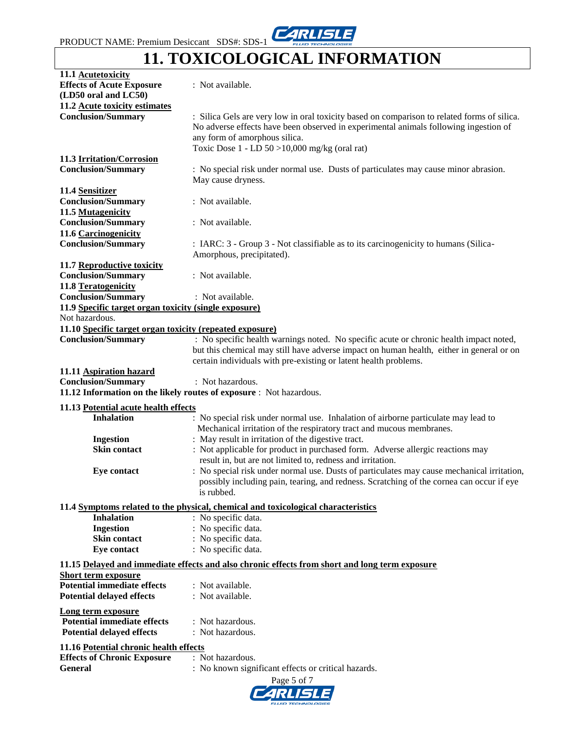# 11. TOXICOLOGICAL INFORMATION

**11.1 Acutetoxicity**

**Effects of Acute Exposure (LD50 oral and LC50)** : Not available.

**11.2 Acute toxicity estimates**

**Conclusion/Summary** : Silica Gels are very low in oral toxicity based on comparison to related forms of silica. No adverse effects have been observed in experimental animals following ingestion of any form of amorphous silica.
Toxic Dose 1 - LD 50 >10,000 mg/kg (oral rat)

**11.3 Irritation/Corrosion**

**Conclusion/Summary** : No special risk under normal use. Dusts of particulates may cause minor abrasion. May cause dryness.

**11.4 Sensitizer**

**Conclusion/Summary** : Not available.

**11.5 Mutagenicity**

**Conclusion/Summary** : Not available.

**11.6 Carcinogenicity**

**Conclusion/Summary** : IARC: 3 - Group 3 - Not classifiable as to its carcinogenicity to humans (Silica-Amorphous, precipitated).

**11.7 Reproductive toxicity**

**Conclusion/Summary** : Not available.

**11.8 Teratogenicity**

**Conclusion/Summary** : Not available.

**11.9 Specific target organ toxicity (single exposure)**

Not hazardous.

**11.10 Specific target organ toxicity (repeated exposure)**

**Conclusion/Summary** : No specific health warnings noted. No specific acute or chronic health impact noted, but this chemical may still have adverse impact on human health, either in general or on certain individuals with pre-existing or latent health problems.

**11.11 Aspiration hazard**

**Conclusion/Summary** : Not hazardous.

**11.12 Information on the likely routes of exposure** : Not hazardous.

**11.13 Potential acute health effects**

**Inhalation** : No special risk under normal use. Inhalation of airborne particulate may lead to Mechanical irritation of the respiratory tract and mucous membranes.

**Ingestion** : May result in irritation of the digestive tract.

**Skin contact** : Not applicable for product in purchased form. Adverse allergic reactions may result in, but are not limited to, redness and irritation.

**Eye contact** : No special risk under normal use. Dusts of particulates may cause mechanical irritation, possibly including pain, tearing, and redness. Scratching of the cornea can occur if eye is rubbed.

**11.4 Symptoms related to the physical, chemical and toxicological characteristics**

**Inhalation** : No specific data.

**Ingestion** : No specific data.

**Skin contact** : No specific data.

**Eye contact** : No specific data.

**11.15 Delayed and immediate effects and also chronic effects from short and long term exposure**

**Short term exposure**

**Potential immediate effects** : Not available.

**Potential delayed effects** : Not available.

**Long term exposure**

**Potential immediate effects** : Not hazardous.

**Potential delayed effects** : Not hazardous.

**11.16 Potential chronic health effects**

**Effects of Chronic Exposure** : Not hazardous.

**General** : No known significant effects or critical hazards.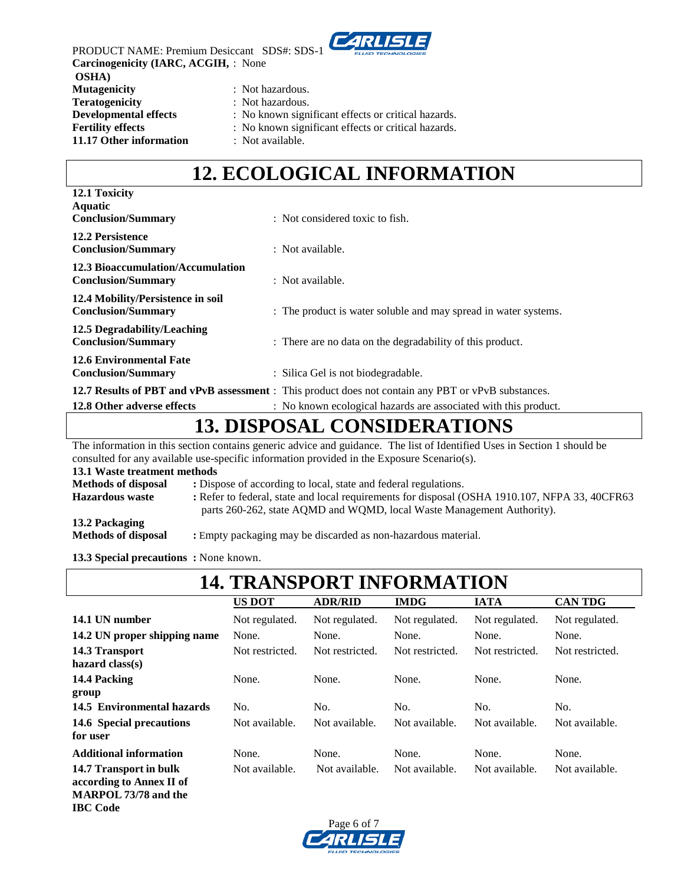**Carcinogenicity (IARC, ACGIH, OSHA)** : None
**Mutagenicity** : Not hazardous.
**Teratogenicity** : Not hazardous.
**Developmental effects** : No known significant effects or critical hazards.
**Fertility effects** : No known significant effects or critical hazards.
**11.17 Other information** : Not available.

# 12. ECOLOGICAL INFORMATION

**12.1 Toxicity**
**Aquatic**
**Conclusion/Summary** : Not considered toxic to fish.

**12.2 Persistence**
**Conclusion/Summary** : Not available.

**12.3 Bioaccumulation/Accumulation**
**Conclusion/Summary** : Not available.

**12.4 Mobility/Persistence in soil**
**Conclusion/Summary** : The product is water soluble and may spread in water systems.

**12.5 Degradability/Leaching**
**Conclusion/Summary** : There are no data on the degradability of this product.

**12.6 Environmental Fate**
**Conclusion/Summary** : Silica Gel is not biodegradable.

**12.7 Results of PBT and vPvB assessment** : This product does not contain any PBT or vPvB substances.
**12.8 Other adverse effects** : No known ecological hazards are associated with this product.

# 13. DISPOSAL CONSIDERATIONS

The information in this section contains generic advice and guidance. The list of Identified Uses in Section 1 should be consulted for any available use-specific information provided in the Exposure Scenario(s).

**13.1 Waste treatment methods**
**Methods of disposal** : Dispose of according to local, state and federal regulations.
**Hazardous waste** : Refer to federal, state and local requirements for disposal (OSHA 1910.107, NFPA 33, 40CFR63 parts 260-262, state AQMD and WQMD, local Waste Management Authority).

**13.2 Packaging**
**Methods of disposal** : Empty packaging may be discarded as non-hazardous material.

**13.3 Special precautions** : None known.

# 14. TRANSPORT INFORMATION

| | US DOT | ADR/RID | IMDG | IATA | CAN TDG |
|---|---|---|---|---|---|
| **14.1 UN number** | Not regulated. | Not regulated. | Not regulated. | Not regulated. | Not regulated. |
| **14.2 UN proper shipping name** | None. | None. | None. | None. | None. |
| **14.3 Transport hazard class(s)** | Not restricted. | Not restricted. | Not restricted. | Not restricted. | Not restricted. |
| **14.4 Packing group** | None. | None. | None. | None. | None. |
| **14.5 Environmental hazards** | No. | No. | No. | No. | No. |
| **14.6 Special precautions for user** | Not available. | Not available. | Not available. | Not available. | Not available. |
| **Additional information** | None. | None. | None. | None. | None. |
| **14.7 Transport in bulk according to Annex II of MARPOL 73/78 and the IBC Code** | Not available. | Not available. | Not available. | Not available. | Not available. |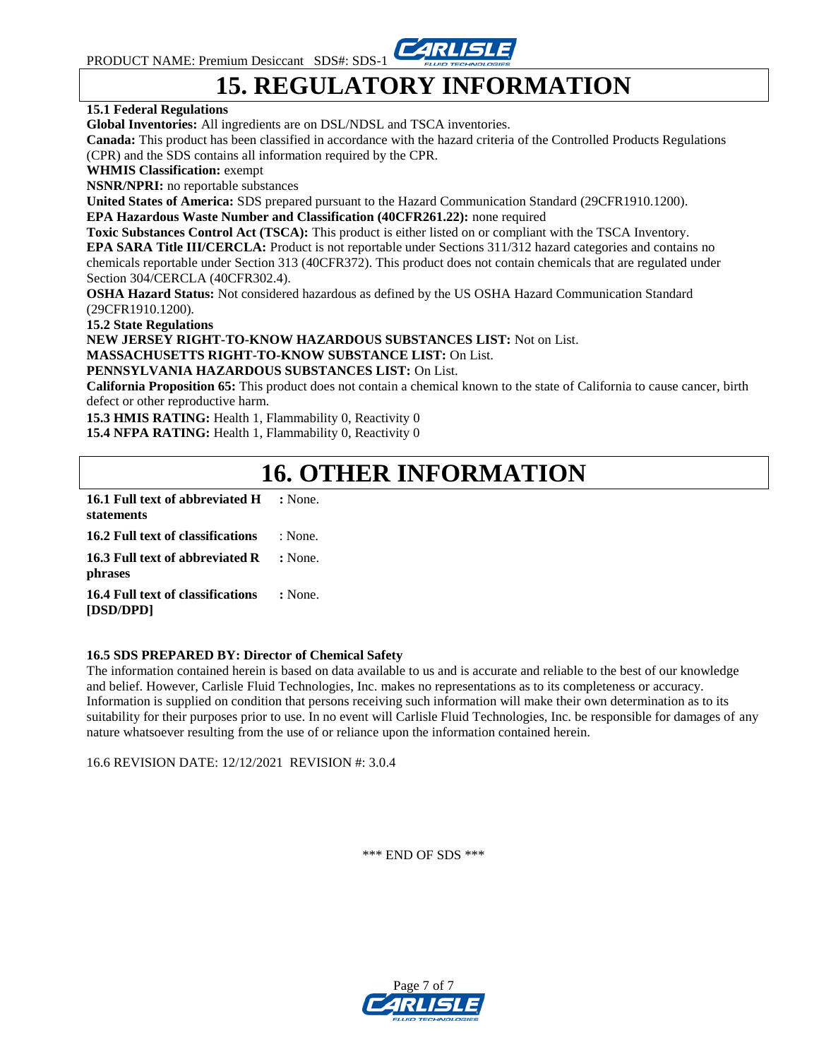# 15. REGULATORY INFORMATION

**15.1 Federal Regulations**

**Global Inventories:** All ingredients are on DSL/NDSL and TSCA inventories.

**Canada:** This product has been classified in accordance with the hazard criteria of the Controlled Products Regulations (CPR) and the SDS contains all information required by the CPR.

**WHMIS Classification:** exempt

**NSNR/NPRI:** no reportable substances

**United States of America:** SDS prepared pursuant to the Hazard Communication Standard (29CFR1910.1200).

**EPA Hazardous Waste Number and Classification (40CFR261.22):** none required

**Toxic Substances Control Act (TSCA):** This product is either listed on or compliant with the TSCA Inventory.

**EPA SARA Title III/CERCLA:** Product is not reportable under Sections 311/312 hazard categories and contains no chemicals reportable under Section 313 (40CFR372). This product does not contain chemicals that are regulated under Section 304/CERCLA (40CFR302.4).

**OSHA Hazard Status:** Not considered hazardous as defined by the US OSHA Hazard Communication Standard (29CFR1910.1200).

**15.2 State Regulations**

**NEW JERSEY RIGHT-TO-KNOW HAZARDOUS SUBSTANCES LIST:** Not on List.

**MASSACHUSETTS RIGHT-TO-KNOW SUBSTANCE LIST:** On List.

**PENNSYLVANIA HAZARDOUS SUBSTANCES LIST:** On List.

**California Proposition 65:** This product does not contain a chemical known to the state of California to cause cancer, birth defect or other reproductive harm.

**15.3 HMIS RATING:** Health 1, Flammability 0, Reactivity 0

**15.4 NFPA RATING:** Health 1, Flammability 0, Reactivity 0

# 16. OTHER INFORMATION

| | |
|---|---|
| **16.1 Full text of abbreviated H statements** | **:** None. |
| **16.2 Full text of classifications** | : None. |
| **16.3 Full text of abbreviated R phrases** | **:** None. |
| **16.4 Full text of classifications [DSD/DPD]** | **:** None. |

**16.5 SDS PREPARED BY: Director of Chemical Safety**

The information contained herein is based on data available to us and is accurate and reliable to the best of our knowledge and belief. However, Carlisle Fluid Technologies, Inc. makes no representations as to its completeness or accuracy. Information is supplied on condition that persons receiving such information will make their own determination as to its suitability for their purposes prior to use. In no event will Carlisle Fluid Technologies, Inc. be responsible for damages of any nature whatsoever resulting from the use of or reliance upon the information contained herein.

16.6 REVISION DATE: 12/12/2021 REVISION #: 3.0.4

\*\*\* END OF SDS \*\*\*